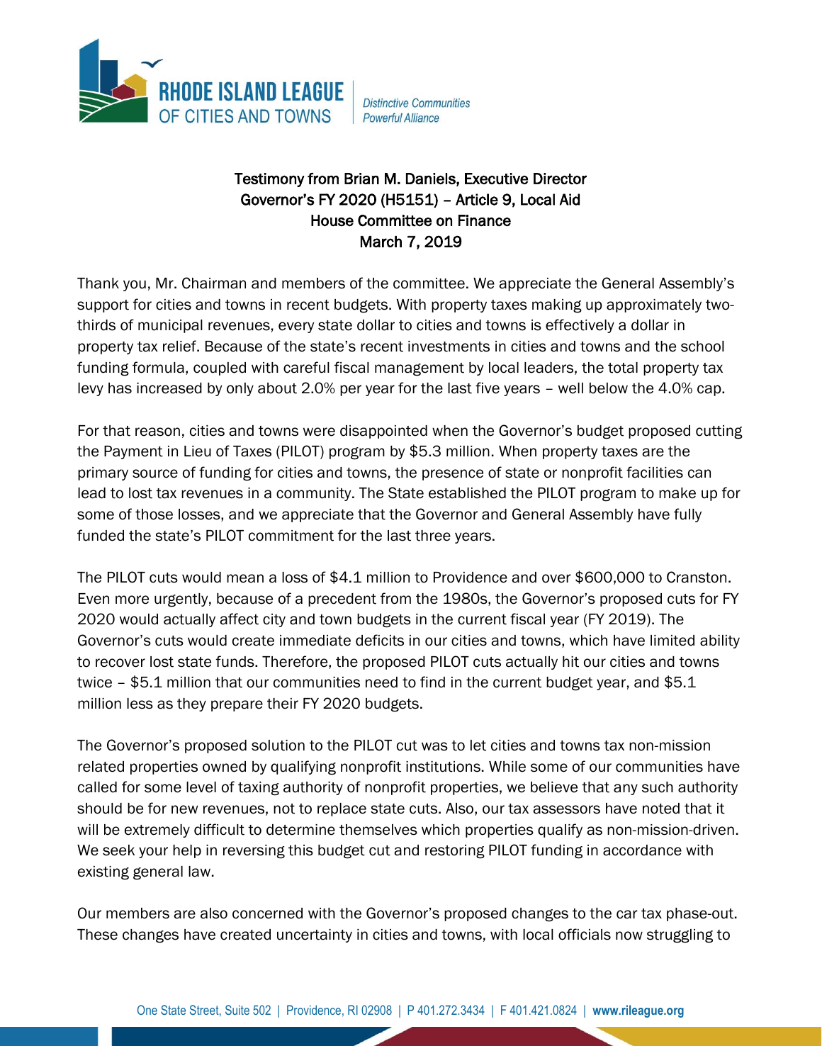**RHODE ISLAND LEAGUE OF CITIES AND TOWNS**

*Distinctive Communities Powerful Alliance*

# Testimony from Brian M. Daniels, Executive Director
## Governor's FY 2020 (H5151) – Article 9, Local Aid
## House Committee on Finance
## March 7, 2019

Thank you, Mr. Chairman and members of the committee. We appreciate the General Assembly's support for cities and towns in recent budgets. With property taxes making up approximately two-thirds of municipal revenues, every state dollar to cities and towns is effectively a dollar in property tax relief. Because of the state's recent investments in cities and towns and the school funding formula, coupled with careful fiscal management by local leaders, the total property tax levy has increased by only about 2.0% per year for the last five years – well below the 4.0% cap.

For that reason, cities and towns were disappointed when the Governor's budget proposed cutting the Payment in Lieu of Taxes (PILOT) program by $5.3 million. When property taxes are the primary source of funding for cities and towns, the presence of state or nonprofit facilities can lead to lost tax revenues in a community. The State established the PILOT program to make up for some of those losses, and we appreciate that the Governor and General Assembly have fully funded the state's PILOT commitment for the last three years.

The PILOT cuts would mean a loss of $4.1 million to Providence and over $600,000 to Cranston. Even more urgently, because of a precedent from the 1980s, the Governor's proposed cuts for FY 2020 would actually affect city and town budgets in the current fiscal year (FY 2019). The Governor's cuts would create immediate deficits in our cities and towns, which have limited ability to recover lost state funds. Therefore, the proposed PILOT cuts actually hit our cities and towns twice – $5.1 million that our communities need to find in the current budget year, and $5.1 million less as they prepare their FY 2020 budgets.

The Governor's proposed solution to the PILOT cut was to let cities and towns tax non-mission related properties owned by qualifying nonprofit institutions. While some of our communities have called for some level of taxing authority of nonprofit properties, we believe that any such authority should be for new revenues, not to replace state cuts. Also, our tax assessors have noted that it will be extremely difficult to determine themselves which properties qualify as non-mission-driven. We seek your help in reversing this budget cut and restoring PILOT funding in accordance with existing general law.

Our members are also concerned with the Governor's proposed changes to the car tax phase-out. These changes have created uncertainty in cities and towns, with local officials now struggling to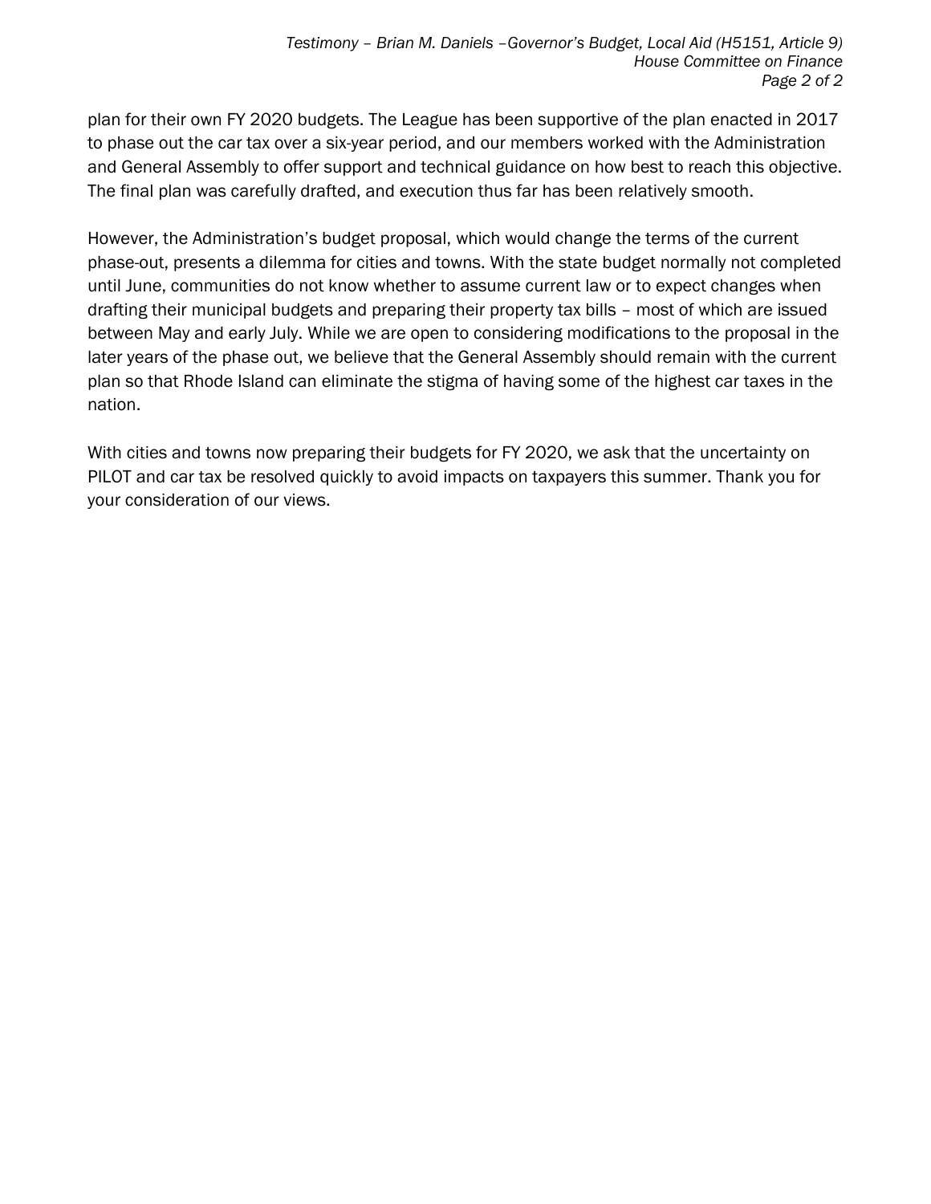plan for their own FY 2020 budgets. The League has been supportive of the plan enacted in 2017 to phase out the car tax over a six-year period, and our members worked with the Administration and General Assembly to offer support and technical guidance on how best to reach this objective. The final plan was carefully drafted, and execution thus far has been relatively smooth.

However, the Administration's budget proposal, which would change the terms of the current phase-out, presents a dilemma for cities and towns. With the state budget normally not completed until June, communities do not know whether to assume current law or to expect changes when drafting their municipal budgets and preparing their property tax bills – most of which are issued between May and early July. While we are open to considering modifications to the proposal in the later years of the phase out, we believe that the General Assembly should remain with the current plan so that Rhode Island can eliminate the stigma of having some of the highest car taxes in the nation.

With cities and towns now preparing their budgets for FY 2020, we ask that the uncertainty on PILOT and car tax be resolved quickly to avoid impacts on taxpayers this summer. Thank you for your consideration of our views.